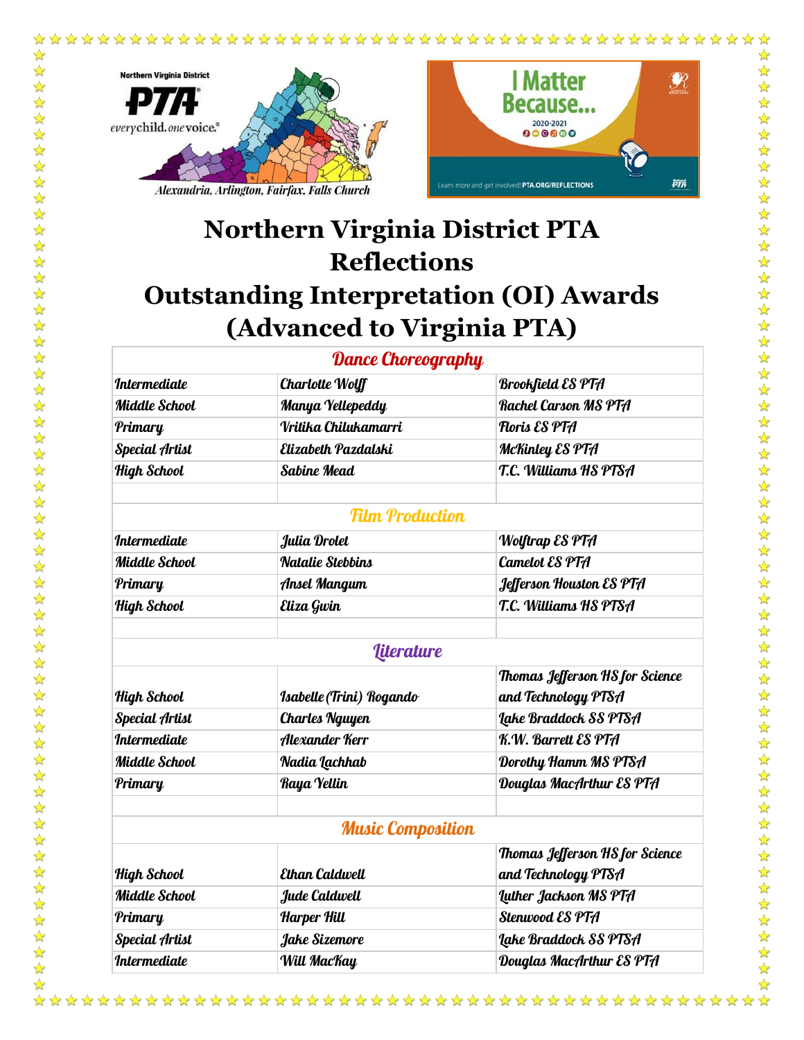Northern Virginia District PTA

everychild. onevoice.

Alexandria, Arlington, Fairfax, Falls Church

I Matter Because...

2020-2021

Learn more and get involved! PTA.ORG/REFLECTIONS

# Northern Virginia District PTA Reflections Outstanding Interpretation (OI) Awards (Advanced to Virginia PTA)

| Dance Choreography | | |
|---|---|---|
| Intermediate | Charlotte Wolff | Brookfield ES PTA |
| Middle School | Manya Yellepeddy | Rachel Carson MS PTA |
| Primary | Vritika Chilukamarri | Floris ES PTA |
| Special Artist | Elizabeth Pazdalski | McKinley ES PTA |
| High School | Sabine Mead | T.C. Williams HS PTSA |
| | | |
| **Film Production** | | |
| Intermediate | Julia Drolet | Wolftrap ES PTA |
| Middle School | Natalie Stebbins | Camelot ES PTA |
| Primary | Ansel Mangum | Jefferson Houston ES PTA |
| High School | Eliza Gwin | T.C. Williams HS PTSA |
| | | |
| **Literature** | | |
| High School | Isabelle (Trini) Rogando | Thomas Jefferson HS for Science and Technology PTSA |
| Special Artist | Charles Nguyen | Lake Braddock SS PTSA |
| Intermediate | Alexander Kerr | K.W. Barrett ES PTA |
| Middle School | Nadia Lachhab | Dorothy Hamm MS PTSA |
| Primary | Raya Yellin | Douglas MacArthur ES PTA |
| | | |
| **Music Composition** | | |
| High School | Ethan Caldwell | Thomas Jefferson HS for Science and Technology PTSA |
| Middle School | Jude Caldwell | Luther Jackson MS PTA |
| Primary | Harper Hill | Stenwood ES PTA |
| Special Artist | Jake Sizemore | Lake Braddock SS PTSA |
| Intermediate | Will MacKay | Douglas MacArthur ES PTA |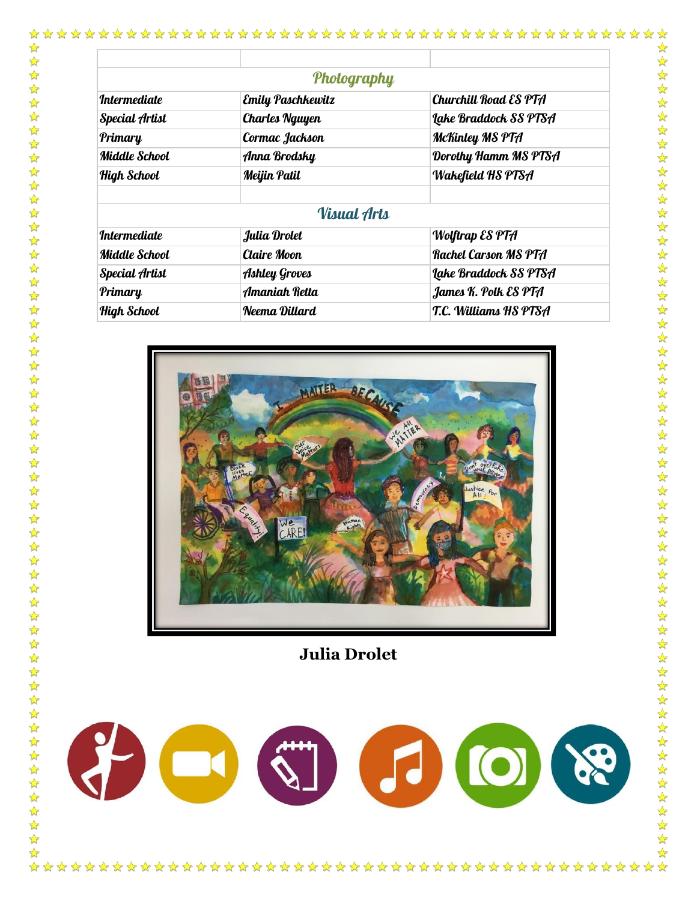| | | |
|---|---|---|
| **Photography** | | |
| Intermediate | Emily Paschkewitz | Churchill Road ES PTA |
| Special Artist | Charles Nguyen | Lake Braddock SS PTSA |
| Primary | Cormac Jackson | McKinley MS PTA |
| Middle School | Anna Brodsky | Dorothy Hamm MS PTSA |
| High School | Meijin Patil | Wakefield HS PTSA |
| | | |
| **Visual Arts** | | |
| Intermediate | Julia Drolet | Wolftrap ES PTA |
| Middle School | Claire Moon | Rachel Carson MS PTA |
| Special Artist | Ashley Groves | Lake Braddock SS PTSA |
| Primary | Amaniah Retta | James K. Polk ES PTA |
| High School | Neema Dillard | T.C. Williams HS PTSA |

**Julia Drolet**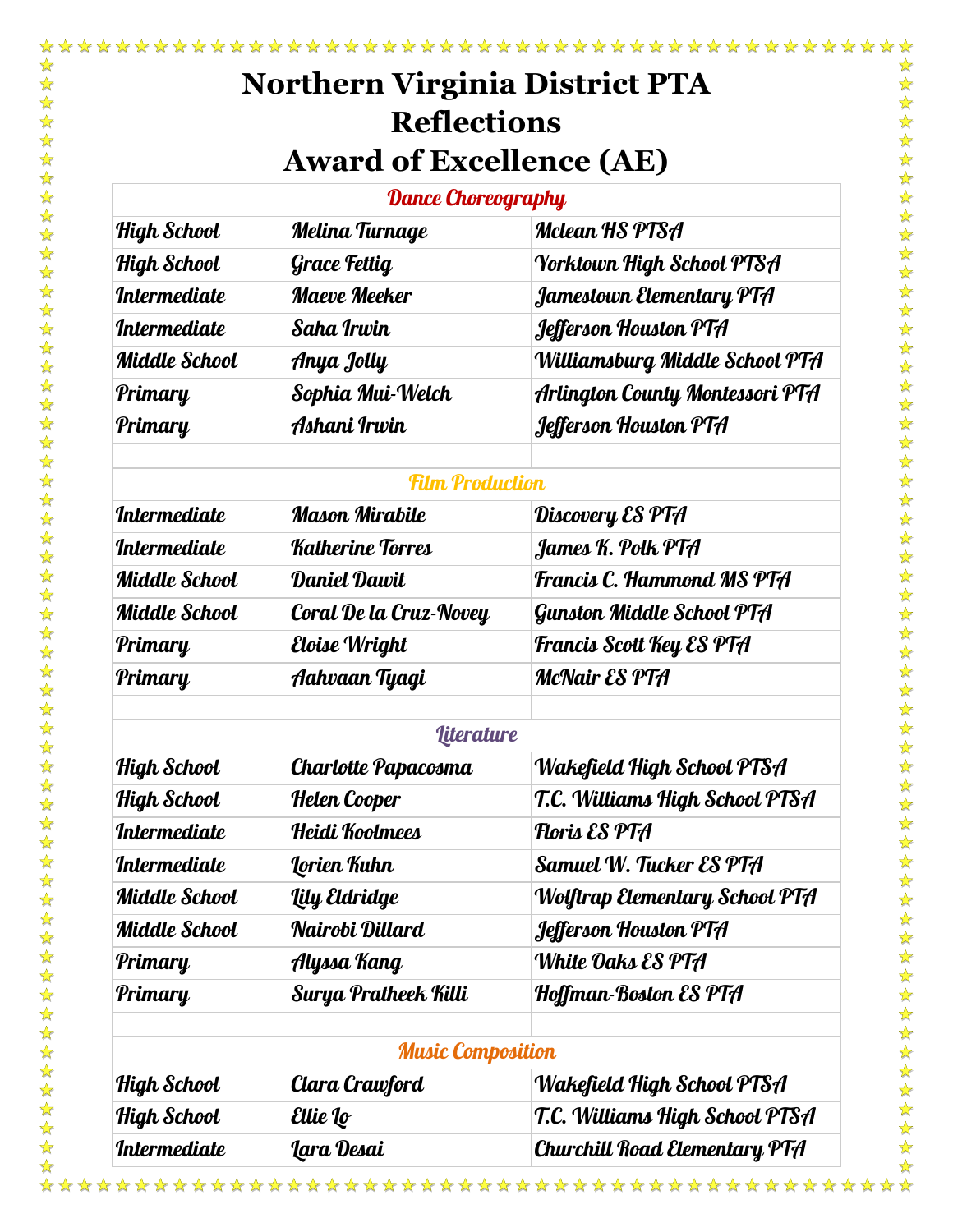# Northern Virginia District PTA
# Reflections
# Award of Excellence (AE)

| Dance Choreography | | |
|---|---|---|
| High School | Melina Turnage | Mclean HS PTSA |
| High School | Grace Fettig | Yorktown High School PTSA |
| Intermediate | Maeve Meeker | Jamestown Elementary PTA |
| Intermediate | Saha Irwin | Jefferson Houston PTA |
| Middle School | Anya Jolly | Williamsburg Middle School PTA |
| Primary | Sophia Mui-Welch | Arlington County Montessori PTA |
| Primary | Ashani Irwin | Jefferson Houston PTA |
| | | |
| **Film Production** | | |
| Intermediate | Mason Mirabile | Discovery ES PTA |
| Intermediate | Katherine Torres | James K. Polk PTA |
| Middle School | Daniel Dawit | Francis C. Hammond MS PTA |
| Middle School | Coral De la Cruz-Novey | Gunston Middle School PTA |
| Primary | Eloise Wright | Francis Scott Key ES PTA |
| Primary | Aahvaan Tyagi | McNair ES PTA |
| | | |
| **Literature** | | |
| High School | Charlotte Papacosma | Wakefield High School PTSA |
| High School | Helen Cooper | T.C. Williams High School PTSA |
| Intermediate | Heidi Koolmees | Floris ES PTA |
| Intermediate | Lorien Kuhn | Samuel W. Tucker ES PTA |
| Middle School | Lily Eldridge | Wolftrap Elementary School PTA |
| Middle School | Nairobi Dillard | Jefferson Houston PTA |
| Primary | Alyssa Kang | White Oaks ES PTA |
| Primary | Surya Pratheek Killi | Hoffman-Boston ES PTA |
| | | |
| **Music Composition** | | |
| High School | Clara Crawford | Wakefield High School PTSA |
| High School | Ellie Lo | T.C. Williams High School PTSA |
| Intermediate | Lara Desai | Churchill Road Elementary PTA |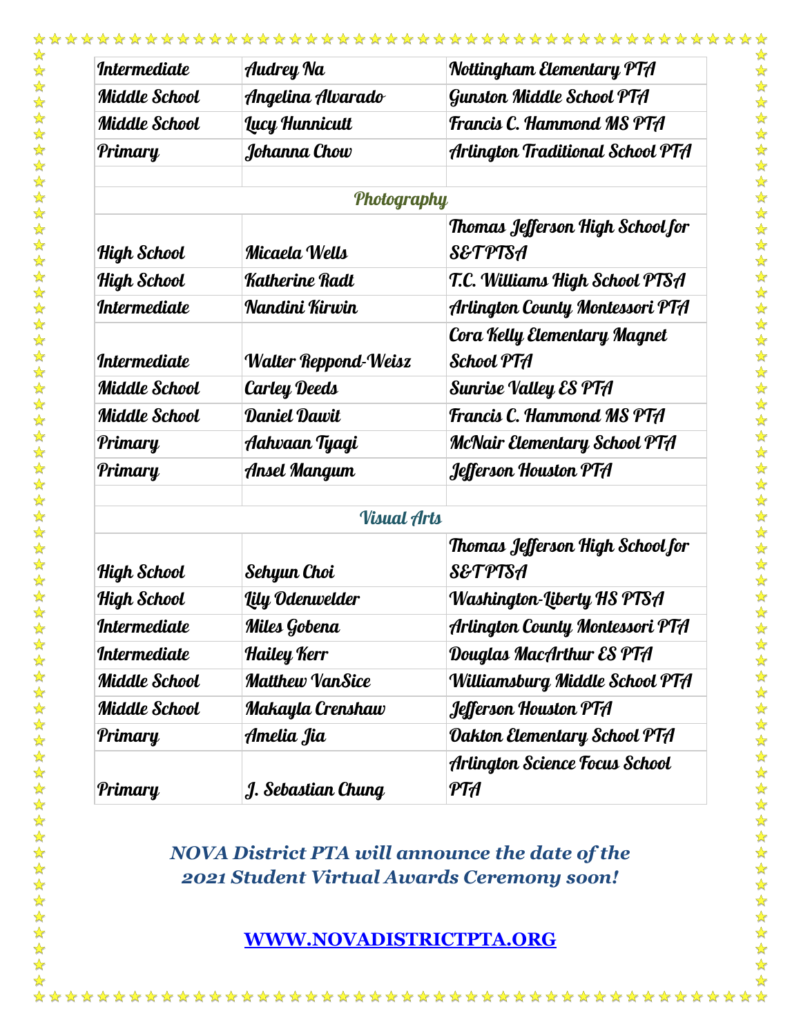| | | |
|---|---|---|
| Intermediate | Audrey Na | Nottingham Elementary PTA |
| Middle School | Angelina Alvarado | Gunston Middle School PTA |
| Middle School | Lucy Hunnicutt | Francis C. Hammond MS PTA |
| Primary | Johanna Chow | Arlington Traditional School PTA |
| | | |
| Photography | | |
| High School | Micaela Wells | Thomas Jefferson High School for S&T PTSA |
| High School | Katherine Radt | T.C. Williams High School PTSA |
| Intermediate | Nandini Kirwin | Arlington County Montessori PTA |
| Intermediate | Walter Reppond-Weisz | Cora Kelly Elementary Magnet School PTA |
| Middle School | Carley Deeds | Sunrise Valley ES PTA |
| Middle School | Daniel Dawit | Francis C. Hammond MS PTA |
| Primary | Aahvaan Tyagi | McNair Elementary School PTA |
| Primary | Ansel Mangum | Jefferson Houston PTA |
| | | |
| Visual Arts | | |
| High School | Sehyun Choi | Thomas Jefferson High School for S&T PTSA |
| High School | Lily Odenwelder | Washington-Liberty HS PTSA |
| Intermediate | Miles Gobena | Arlington County Montessori PTA |
| Intermediate | Hailey Kerr | Douglas MacArthur ES PTA |
| Middle School | Matthew VanSice | Williamsburg Middle School PTA |
| Middle School | Makayla Crenshaw | Jefferson Houston PTA |
| Primary | Amelia Jia | Oakton Elementary School PTA |
| Primary | J. Sebastian Chung | Arlington Science Focus School PTA |

***NOVA District PTA will announce the date of the 2021 Student Virtual Awards Ceremony soon!***

**WWW.NOVADISTRICTPTA.ORG**